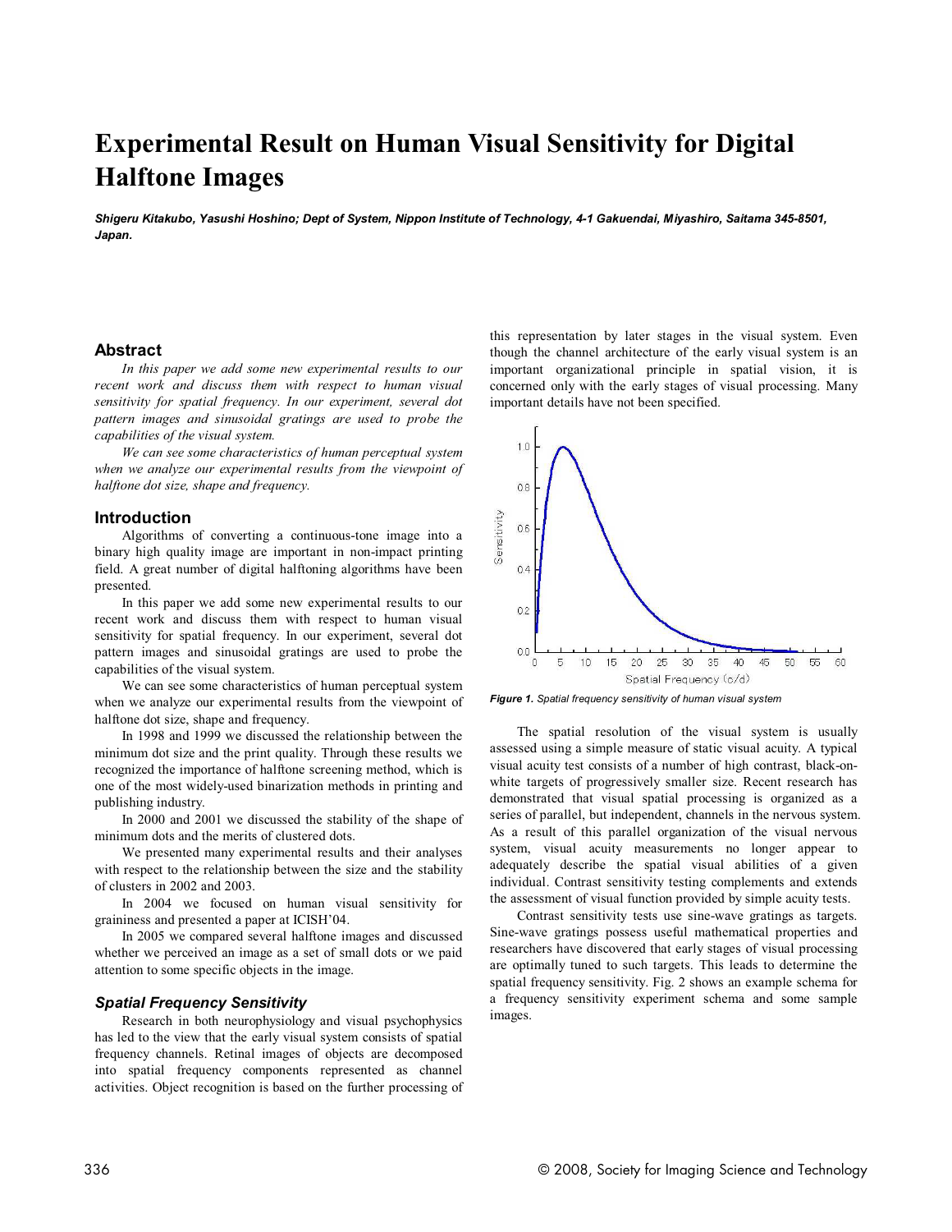# Experimental Result on Human Visual Sensitivity for Digital Halftone Images

***Shigeru Kitakubo, Yasushi Hoshino; Dept of System, Nippon Institute of Technology, 4-1 Gakuendai, Miyashiro, Saitama 345-8501, Japan.***

## Abstract

*In this paper we add some new experimental results to our recent work and discuss them with respect to human visual sensitivity for spatial frequency. In our experiment, several dot pattern images and sinusoidal gratings are used to probe the capabilities of the visual system.*

*We can see some characteristics of human perceptual system when we analyze our experimental results from the viewpoint of halftone dot size, shape and frequency.*

## Introduction

Algorithms of converting a continuous-tone image into a binary high quality image are important in non-impact printing field. A great number of digital halftoning algorithms have been presented.

In this paper we add some new experimental results to our recent work and discuss them with respect to human visual sensitivity for spatial frequency. In our experiment, several dot pattern images and sinusoidal gratings are used to probe the capabilities of the visual system.

We can see some characteristics of human perceptual system when we analyze our experimental results from the viewpoint of halftone dot size, shape and frequency.

In 1998 and 1999 we discussed the relationship between the minimum dot size and the print quality. Through these results we recognized the importance of halftone screening method, which is one of the most widely-used binarization methods in printing and publishing industry.

In 2000 and 2001 we discussed the stability of the shape of minimum dots and the merits of clustered dots.

We presented many experimental results and their analyses with respect to the relationship between the size and the stability of clusters in 2002 and 2003.

In 2004 we focused on human visual sensitivity for graininess and presented a paper at ICISH'04.

In 2005 we compared several halftone images and discussed whether we perceived an image as a set of small dots or we paid attention to some specific objects in the image.

### *Spatial Frequency Sensitivity*

Research in both neurophysiology and visual psychophysics has led to the view that the early visual system consists of spatial frequency channels. Retinal images of objects are decomposed into spatial frequency components represented as channel activities. Object recognition is based on the further processing of this representation by later stages in the visual system. Even though the channel architecture of the early visual system is an important organizational principle in spatial vision, it is concerned only with the early stages of visual processing. Many important details have not been specified.

***Figure 1.*** *Spatial frequency sensitivity of human visual system*

The spatial resolution of the visual system is usually assessed using a simple measure of static visual acuity. A typical visual acuity test consists of a number of high contrast, black-on-white targets of progressively smaller size. Recent research has demonstrated that visual spatial processing is organized as a series of parallel, but independent, channels in the nervous system. As a result of this parallel organization of the visual nervous system, visual acuity measurements no longer appear to adequately describe the spatial visual abilities of a given individual. Contrast sensitivity testing complements and extends the assessment of visual function provided by simple acuity tests.

Contrast sensitivity tests use sine-wave gratings as targets. Sine-wave gratings possess useful mathematical properties and researchers have discovered that early stages of visual processing are optimally tuned to such targets. This leads to determine the spatial frequency sensitivity. Fig. 2 shows an example schema for a frequency sensitivity experiment schema and some sample images.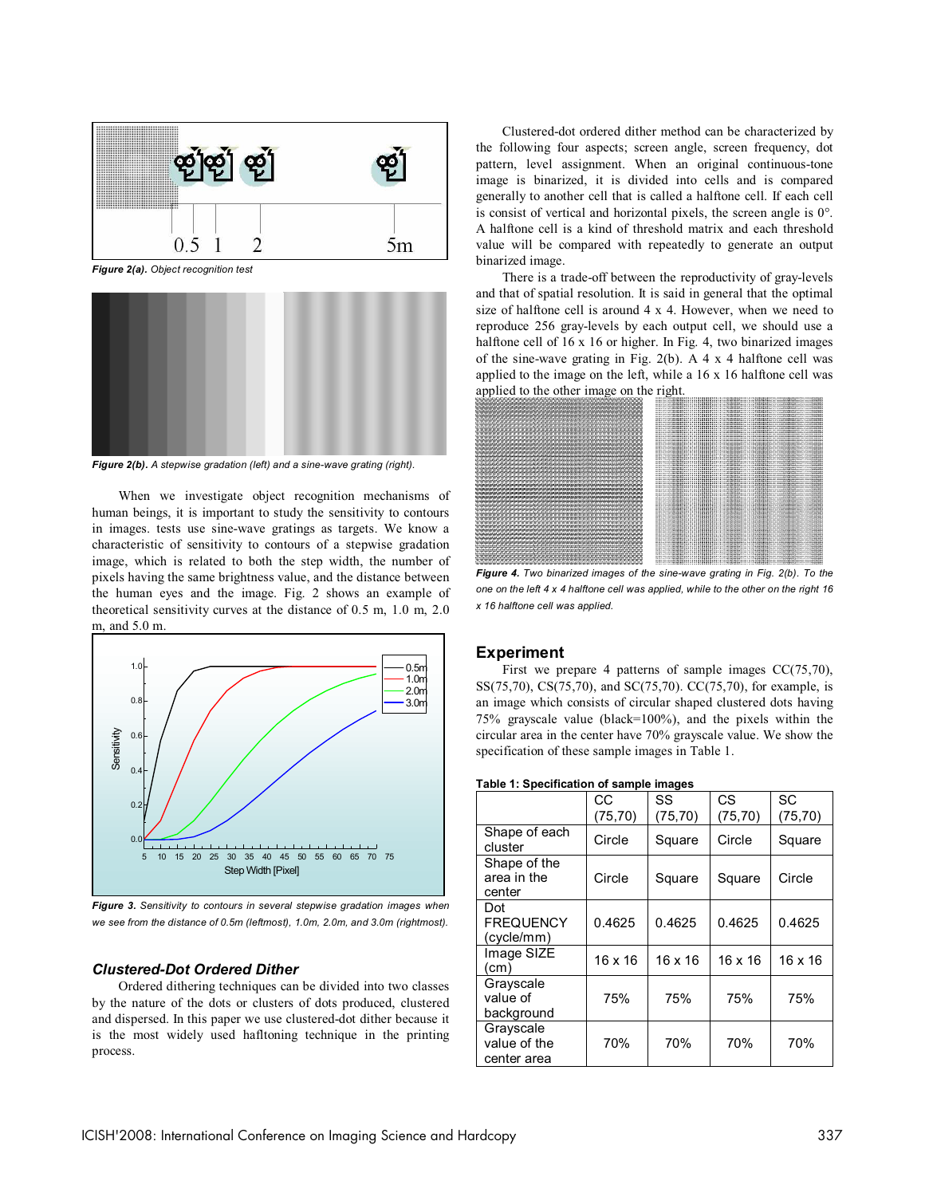Figure 2(a). Object recognition test

Figure 2(b). A stepwise gradation (left) and a sine-wave grating (right).

When we investigate object recognition mechanisms of human beings, it is important to study the sensitivity to contours in images. tests use sine-wave gratings as targets. We know a characteristic of sensitivity to contours of a stepwise gradation image, which is related to both the step width, the number of pixels having the same brightness value, and the distance between the human eyes and the image. Fig. 2 shows an example of theoretical sensitivity curves at the distance of 0.5 m, 1.0 m, 2.0 m, and 5.0 m.

Figure 3. Sensitivity to contours in several stepwise gradation images when we see from the distance of 0.5m (leftmost), 1.0m, 2.0m, and 3.0m (rightmost).

### Clustered-Dot Ordered Dither

Ordered dithering techniques can be divided into two classes by the nature of the dots or clusters of dots produced, clustered and dispersed. In this paper we use clustered-dot dither because it is the most widely used hafltoning technique in the printing process.

Clustered-dot ordered dither method can be characterized by the following four aspects; screen angle, screen frequency, dot pattern, level assignment. When an original continuous-tone image is binarized, it is divided into cells and is compared generally to another cell that is called a halftone cell. If each cell is consist of vertical and horizontal pixels, the screen angle is 0°. A halftone cell is a kind of threshold matrix and each threshold value will be compared with repeatedly to generate an output binarized image.

There is a trade-off between the reproductivity of gray-levels and that of spatial resolution. It is said in general that the optimal size of halftone cell is around 4 x 4. However, when we need to reproduce 256 gray-levels by each output cell, we should use a halftone cell of 16 x 16 or higher. In Fig. 4, two binarized images of the sine-wave grating in Fig. 2(b). A 4 x 4 halftone cell was applied to the image on the left, while a 16 x 16 halftone cell was applied to the other image on the right.

Figure 4. Two binarized images of the sine-wave grating in Fig. 2(b). To the one on the left 4 x 4 halftone cell was applied, while to the other on the right 16 x 16 halftone cell was applied.

## Experiment

First we prepare 4 patterns of sample images CC(75,70), SS(75,70), CS(75,70), and SC(75,70). CC(75,70), for example, is an image which consists of circular shaped clustered dots having 75% grayscale value (black=100%), and the pixels within the circular area in the center have 70% grayscale value. We show the specification of these sample images in Table 1.

**Table 1: Specification of sample images**

| | CC (75,70) | SS (75,70) | CS (75,70) | SC (75,70) |
|---|---|---|---|---|
| Shape of each cluster | Circle | Square | Circle | Square |
| Shape of the area in the center | Circle | Square | Square | Circle |
| Dot FREQUENCY (cycle/mm) | 0.4625 | 0.4625 | 0.4625 | 0.4625 |
| Image SIZE (cm) | 16 x 16 | 16 x 16 | 16 x 16 | 16 x 16 |
| Grayscale value of background | 75% | 75% | 75% | 75% |
| Grayscale value of the center area | 70% | 70% | 70% | 70% |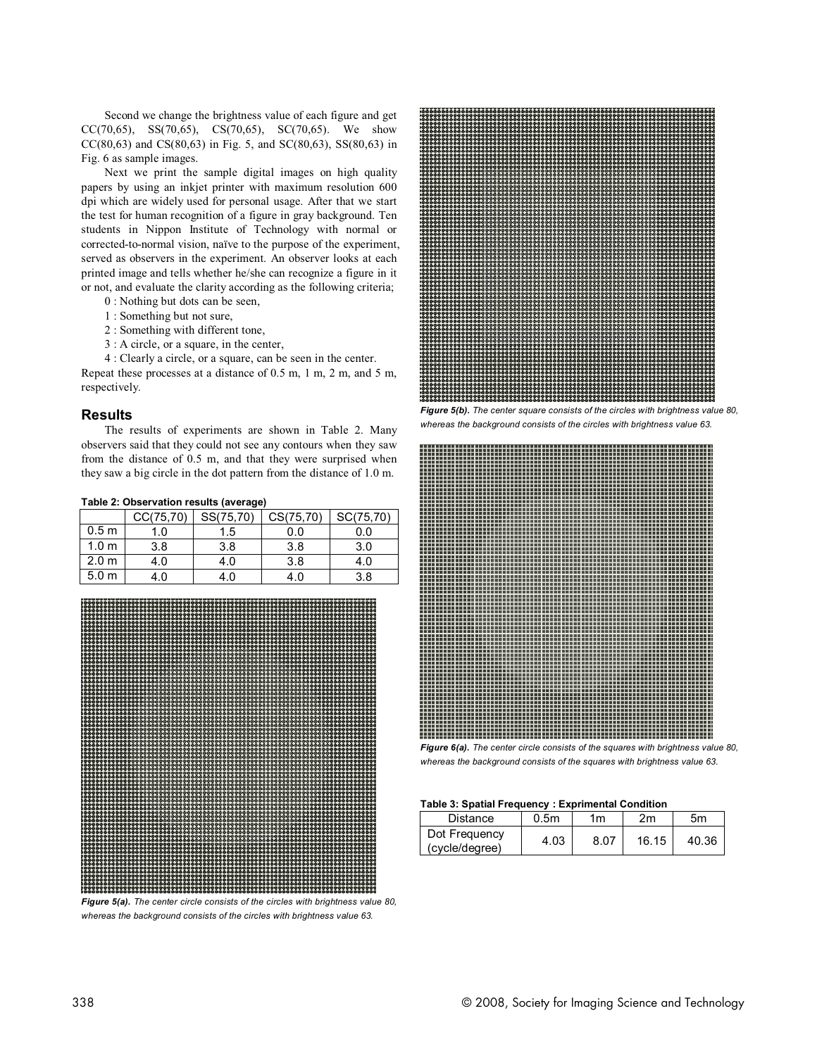Second we change the brightness value of each figure and get CC(70,65), SS(70,65), CS(70,65), SC(70,65). We show CC(80,63) and CS(80,63) in Fig. 5, and SC(80,63), SS(80,63) in Fig. 6 as sample images.

Next we print the sample digital images on high quality papers by using an inkjet printer with maximum resolution 600 dpi which are widely used for personal usage. After that we start the test for human recognition of a figure in gray background. Ten students in Nippon Institute of Technology with normal or corrected-to-normal vision, naïve to the purpose of the experiment, served as observers in the experiment. An observer looks at each printed image and tells whether he/she can recognize a figure in it or not, and evaluate the clarity according as the following criteria;

0 : Nothing but dots can be seen,

1 : Something but not sure,

2 : Something with different tone,

3 : A circle, or a square, in the center,

4 : Clearly a circle, or a square, can be seen in the center.

Repeat these processes at a distance of 0.5 m, 1 m, 2 m, and 5 m, respectively.

## Results

The results of experiments are shown in Table 2. Many observers said that they could not see any contours when they saw from the distance of 0.5 m, and that they were surprised when they saw a big circle in the dot pattern from the distance of 1.0 m.

**Table 2: Observation results (average)**

| | CC(75,70) | SS(75,70) | CS(75,70) | SC(75,70) |
|---|---|---|---|---|
| 0.5 m | 1.0 | 1.5 | 0.0 | 0.0 |
| 1.0 m | 3.8 | 3.8 | 3.8 | 3.0 |
| 2.0 m | 4.0 | 4.0 | 3.8 | 4.0 |
| 5.0 m | 4.0 | 4.0 | 4.0 | 3.8 |

***Figure 5(a).*** *The center circle consists of the circles with brightness value 80, whereas the background consists of the circles with brightness value 63.*

***Figure 5(b).*** *The center square consists of the circles with brightness value 80, whereas the background consists of the circles with brightness value 63.*

***Figure 6(a).*** *The center circle consists of the squares with brightness value 80, whereas the background consists of the squares with brightness value 63.*

**Table 3: Spatial Frequency : Exprimental Condition**

| Distance | 0.5m | 1m | 2m | 5m |
|---|---|---|---|---|
| Dot Frequency (cycle/degree) | 4.03 | 8.07 | 16.15 | 40.36 |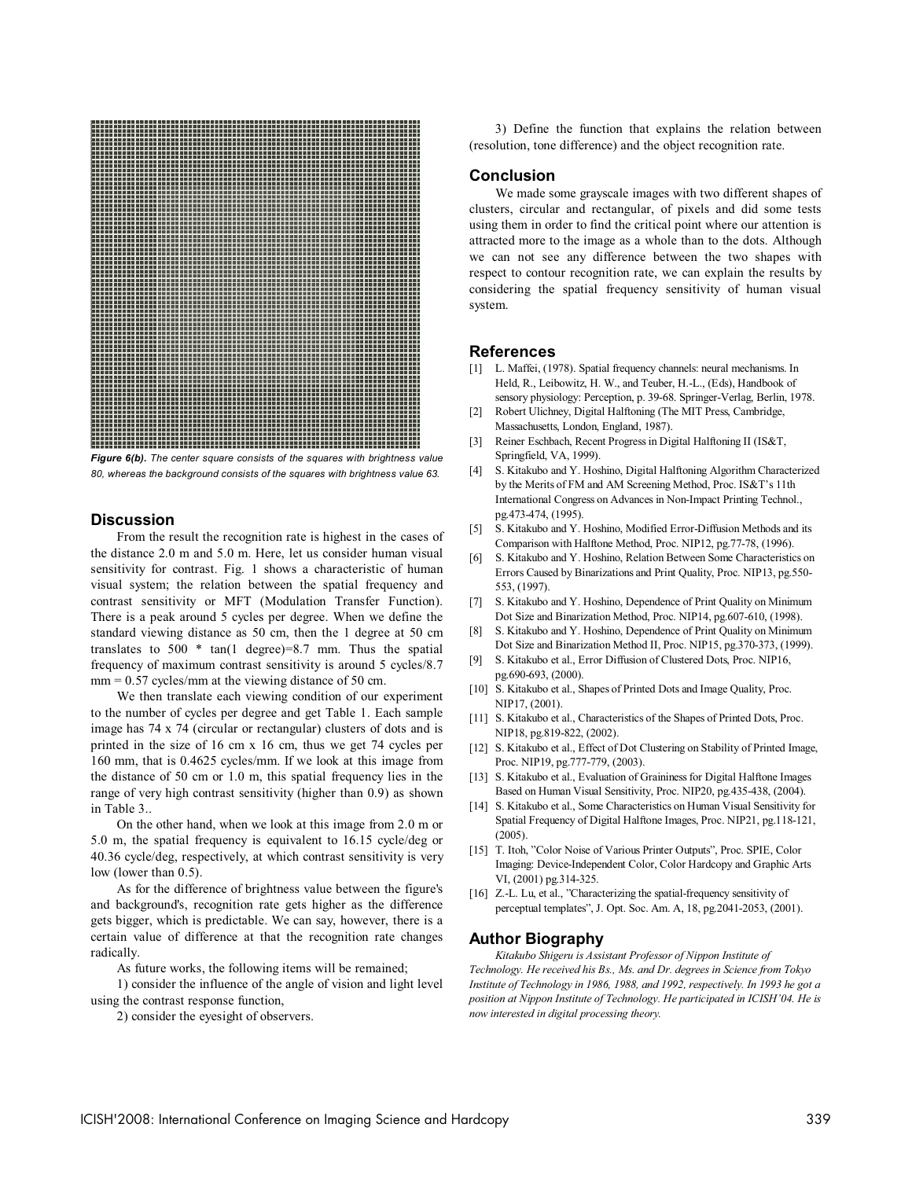*Figure 6(b). The center square consists of the squares with brightness value 80, whereas the background consists of the squares with brightness value 63.*

## Discussion

From the result the recognition rate is highest in the cases of the distance 2.0 m and 5.0 m. Here, let us consider human visual sensitivity for contrast. Fig. 1 shows a characteristic of human visual system; the relation between the spatial frequency and contrast sensitivity or MFT (Modulation Transfer Function). There is a peak around 5 cycles per degree. When we define the standard viewing distance as 50 cm, then the 1 degree at 50 cm translates to 500 * tan(1 degree)=8.7 mm. Thus the spatial frequency of maximum contrast sensitivity is around 5 cycles/8.7 mm = 0.57 cycles/mm at the viewing distance of 50 cm.

We then translate each viewing condition of our experiment to the number of cycles per degree and get Table 1. Each sample image has 74 x 74 (circular or rectangular) clusters of dots and is printed in the size of 16 cm x 16 cm, thus we get 74 cycles per 160 mm, that is 0.4625 cycles/mm. If we look at this image from the distance of 50 cm or 1.0 m, this spatial frequency lies in the range of very high contrast sensitivity (higher than 0.9) as shown in Table 3..

On the other hand, when we look at this image from 2.0 m or 5.0 m, the spatial frequency is equivalent to 16.15 cycle/deg or 40.36 cycle/deg, respectively, at which contrast sensitivity is very low (lower than 0.5).

As for the difference of brightness value between the figure's and background's, recognition rate gets higher as the difference gets bigger, which is predictable. We can say, however, there is a certain value of difference at that the recognition rate changes radically.

As future works, the following items will be remained;

1) consider the influence of the angle of vision and light level using the contrast response function,

2) consider the eyesight of observers.

3) Define the function that explains the relation between (resolution, tone difference) and the object recognition rate.

## Conclusion

We made some grayscale images with two different shapes of clusters, circular and rectangular, of pixels and did some tests using them in order to find the critical point where our attention is attracted more to the image as a whole than to the dots. Although we can not see any difference between the two shapes with respect to contour recognition rate, we can explain the results by considering the spatial frequency sensitivity of human visual system.

## References

[1] L. Maffei, (1978). Spatial frequency channels: neural mechanisms. In Held, R., Leibowitz, H. W., and Teuber, H.-L., (Eds), Handbook of sensory physiology: Perception, p. 39-68. Springer-Verlag, Berlin, 1978.

[2] Robert Ulichney, Digital Halftoning (The MIT Press, Cambridge, Massachusetts, London, England, 1987).

[3] Reiner Eschbach, Recent Progress in Digital Halftoning II (IS&T, Springfield, VA, 1999).

[4] S. Kitakubo and Y. Hoshino, Digital Halftoning Algorithm Characterized by the Merits of FM and AM Screening Method, Proc. IS&T's 11th International Congress on Advances in Non-Impact Printing Technol., pg.473-474, (1995).

[5] S. Kitakubo and Y. Hoshino, Modified Error-Diffusion Methods and its Comparison with Halftone Method, Proc. NIP12, pg.77-78, (1996).

[6] S. Kitakubo and Y. Hoshino, Relation Between Some Characteristics on Errors Caused by Binarizations and Print Quality, Proc. NIP13, pg.550-553, (1997).

[7] S. Kitakubo and Y. Hoshino, Dependence of Print Quality on Minimum Dot Size and Binarization Method, Proc. NIP14, pg.607-610, (1998).

[8] S. Kitakubo and Y. Hoshino, Dependence of Print Quality on Minimum Dot Size and Binarization Method II, Proc. NIP15, pg.370-373, (1999).

[9] S. Kitakubo et al., Error Diffusion of Clustered Dots, Proc. NIP16, pg.690-693, (2000).

[10] S. Kitakubo et al., Shapes of Printed Dots and Image Quality, Proc. NIP17, (2001).

[11] S. Kitakubo et al., Characteristics of the Shapes of Printed Dots, Proc. NIP18, pg.819-822, (2002).

[12] S. Kitakubo et al., Effect of Dot Clustering on Stability of Printed Image, Proc. NIP19, pg.777-779, (2003).

[13] S. Kitakubo et al., Evaluation of Graininess for Digital Halftone Images Based on Human Visual Sensitivity, Proc. NIP20, pg.435-438, (2004).

[14] S. Kitakubo et al., Some Characteristics on Human Visual Sensitivity for Spatial Frequency of Digital Halftone Images, Proc. NIP21, pg.118-121, (2005).

[15] T. Itoh, "Color Noise of Various Printer Outputs", Proc. SPIE, Color Imaging: Device-Independent Color, Color Hardcopy and Graphic Arts VI, (2001) pg.314-325.

[16] Z.-L. Lu, et al., "Characterizing the spatial-frequency sensitivity of perceptual templates", J. Opt. Soc. Am. A, 18, pg.2041-2053, (2001).

## Author Biography

*Kitakubo Shigeru is Assistant Professor of Nippon Institute of Technology. He received his Bs., Ms. and Dr. degrees in Science from Tokyo Institute of Technology in 1986, 1988, and 1992, respectively. In 1993 he got a position at Nippon Institute of Technology. He participated in ICISH'04. He is now interested in digital processing theory.*